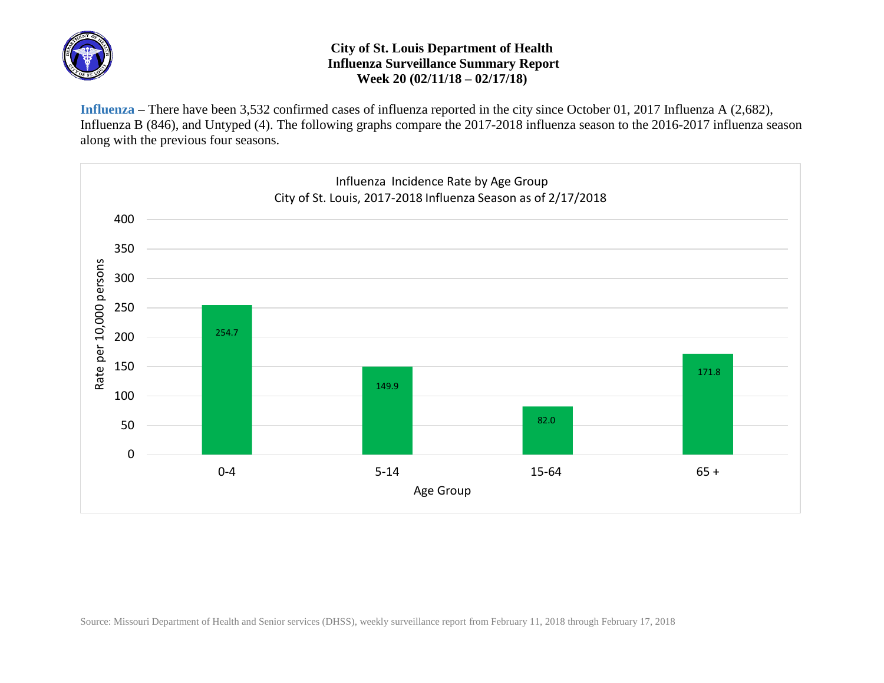# City of St. Louis Department of Health
## Influenza Surveillance Summary Report
### Week 20 (02/11/18 – 02/17/18)

**Influenza** – There have been 3,532 confirmed cases of influenza reported in the city since October 01, 2017 Influenza A (2,682), Influenza B (846), and Untyped (4). The following graphs compare the 2017-2018 influenza season to the 2016-2017 influenza season along with the previous four seasons.

Influenza Incidence Rate by Age Group
City of St. Louis, 2017-2018 Influenza Season as of 2/17/2018

| Age Group | Rate per 10,000 persons |
|---|---|
| 0-4 | 254.7 |
| 5-14 | 149.9 |
| 15-64 | 82.0 |
| 65 + | 171.8 |

Source: Missouri Department of Health and Senior services (DHSS), weekly surveillance report from February 11, 2018 through February 17, 2018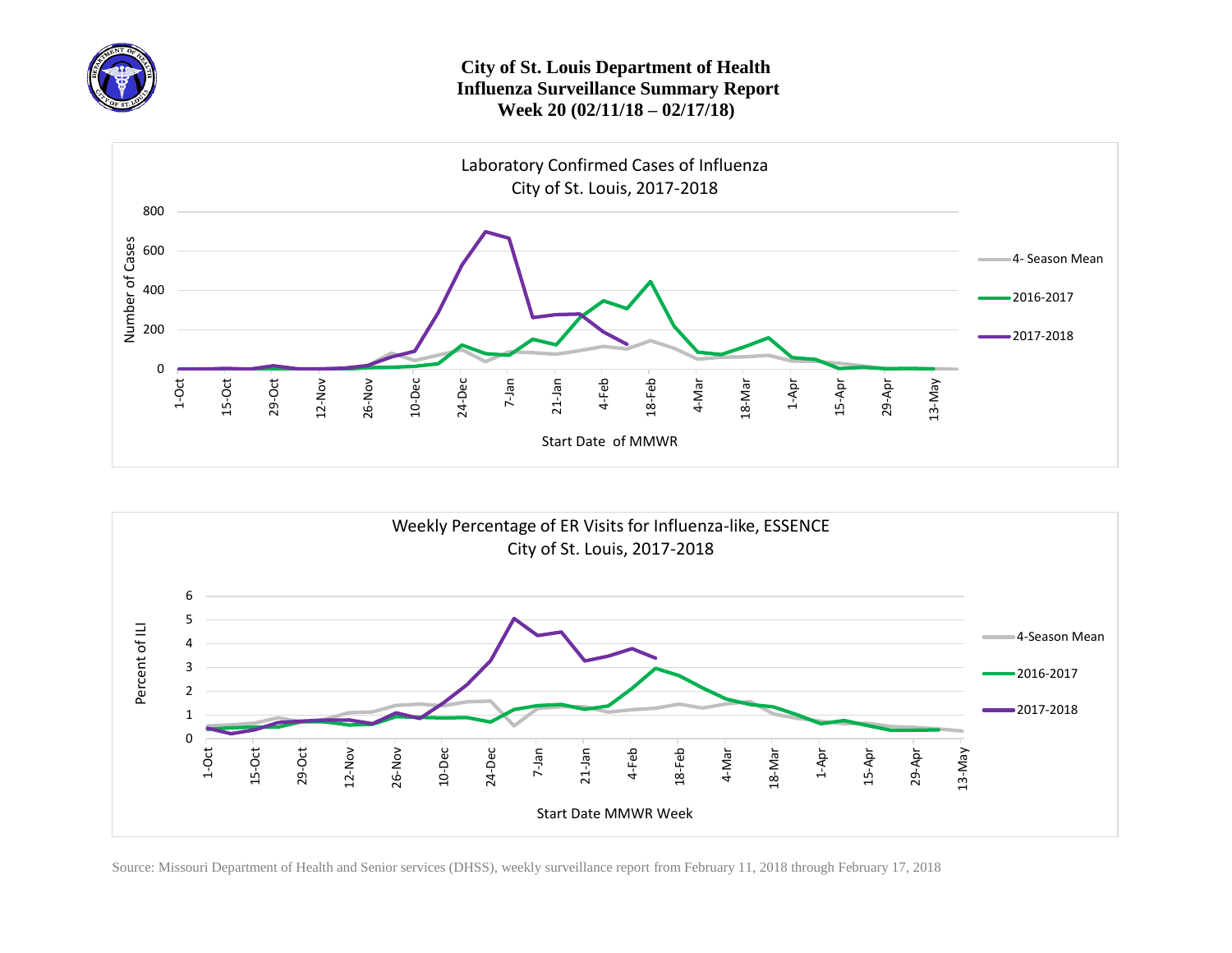# City of St. Louis Department of Health
## Influenza Surveillance Summary Report
### Week 20 (02/11/18 – 02/17/18)

Laboratory Confirmed Cases of Influenza
City of St. Louis, 2017-2018

Number of Cases

800
600
400
200
0

1-Oct
15-Oct
29-Oct
12-Nov
26-Nov
10-Dec
24-Dec
7-Jan
21-Jan
4-Feb
18-Feb
4-Mar
18-Mar
1-Apr
15-Apr
29-Apr
13-May

Start Date of MMWR

4- Season Mean
2016-2017
2017-2018

Weekly Percentage of ER Visits for Influenza-like, ESSENCE
City of St. Louis, 2017-2018

Percent of ILI

6
5
4
3
2
1
0

1-Oct
15-Oct
29-Oct
12-Nov
26-Nov
10-Dec
24-Dec
7-Jan
21-Jan
4-Feb
18-Feb
4-Mar
18-Mar
1-Apr
15-Apr
29-Apr
13-May

Start Date MMWR Week

4-Season Mean
2016-2017
2017-2018

Source: Missouri Department of Health and Senior services (DHSS), weekly surveillance report from February 11, 2018 through February 17, 2018